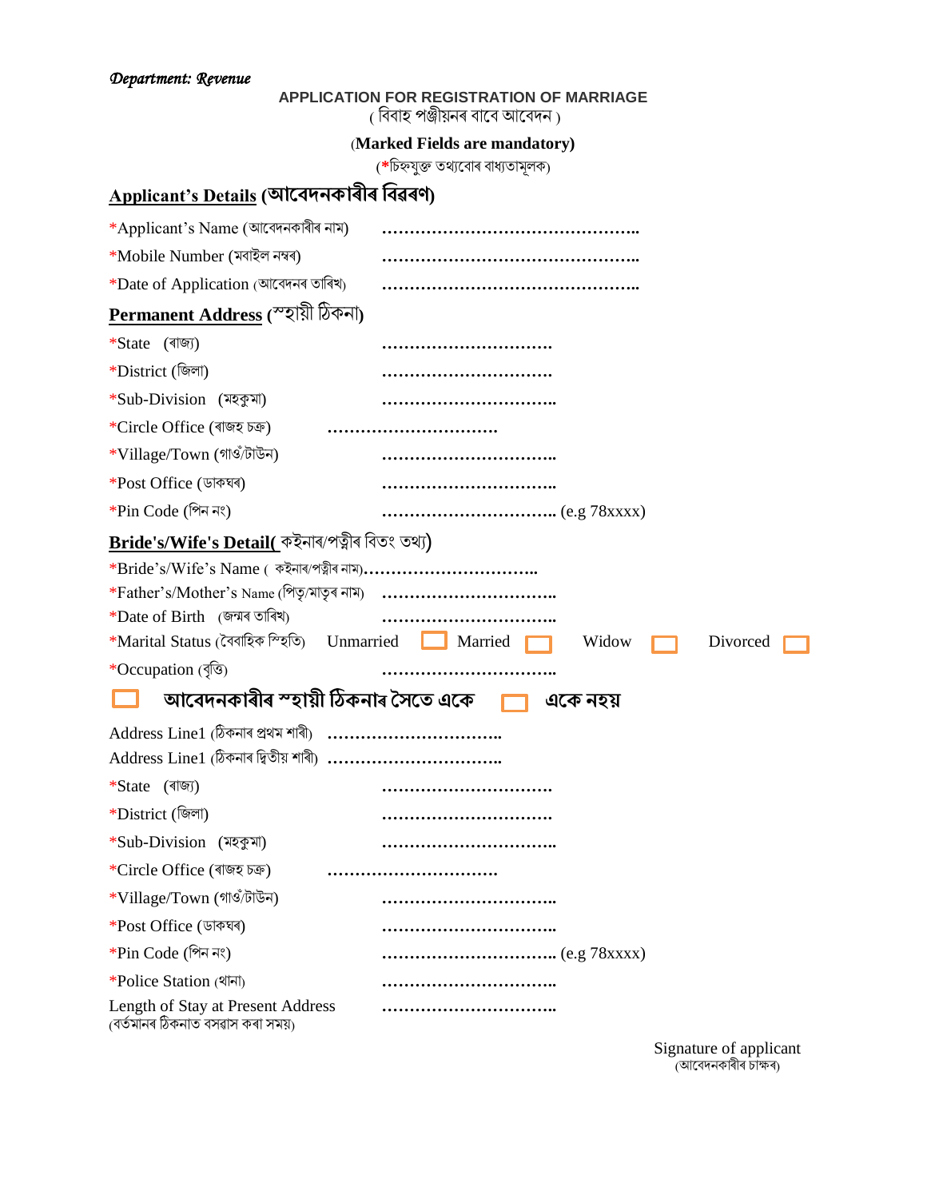*Department: Revenue*

**APPLICATION FOR REGISTRATION OF MARRIAGE**
( বিবাহ পঞ্জীয়নৰ বাবে আবেদন )

(**Marked Fields are mandatory)**
(*চিহ্নযুক্ত তথ্যবোৰ বাধ্যতামূলক)

## Applicant's Details (আবেদনকাৰীৰ বিৱৰণ)

*Applicant's Name (আবেদনকাৰীৰ নাম) ………………………………………..

*Mobile Number (মবাইল নম্বৰ) ………………………………………..

*Date of Application (আবেদনৰ তাৰিখ) ………………………………………..

## Permanent Address (স্হায়ী ঠিকনা)

*State (ৰাজ্য) …………………………

*District (জিলা) …………………………

*Sub-Division (মহকুমা) …………………………..

*Circle Office (ৰাজহ চক্ৰ) …………………………

*Village/Town (গাওঁ/টাউন) …………………………..

*Post Office (ডাকঘৰ) …………………………..

*Pin Code (পিন নং) ………………………….. (e.g 78xxxx)

## Bride's/Wife's Detail( কইনাৰ/পত্নীৰ বিতং তথ্য)

*Bride's/Wife's Name ( কইনাৰ/পত্নীৰ নাম)…………………………..

*Father's/Mother's Name (পিতৃ/মাতৃৰ নাম) …………………………..

*Date of Birth (জন্মৰ তাৰিখ) …………………………..

*Marital Status (বৈবাহিক স্হিতি) Unmarried ☐ Married ☐ Widow ☐ Divorced ☐

*Occupation (বৃত্তি) …………………………..

☐ **আবেদনকাৰীৰ স্হায়ী ঠিকনাৰ সৈতে একে** ☐ **একে নহয়**

Address Line1 (ঠিকনাৰ প্ৰথম শাৰী) …………………………..

Address Line1 (ঠিকনাৰ দ্বিতীয় শাৰী) …………………………..

*State (ৰাজ্য) …………………………

*District (জিলা) …………………………

*Sub-Division (মহকুমা) …………………………..

*Circle Office (ৰাজহ চক্ৰ) …………………………

*Village/Town (গাওঁ/টাউন) …………………………..

*Post Office (ডাকঘৰ) …………………………..

*Pin Code (পিন নং) ………………………….. (e.g 78xxxx)

*Police Station (থানা) …………………………..

Length of Stay at Present Address (বৰ্তমানৰ ঠিকনাত বসবাস কৰা সময়) …………………………..

Signature of applicant
(আবেদনকাৰীৰ চাক্ষৰ)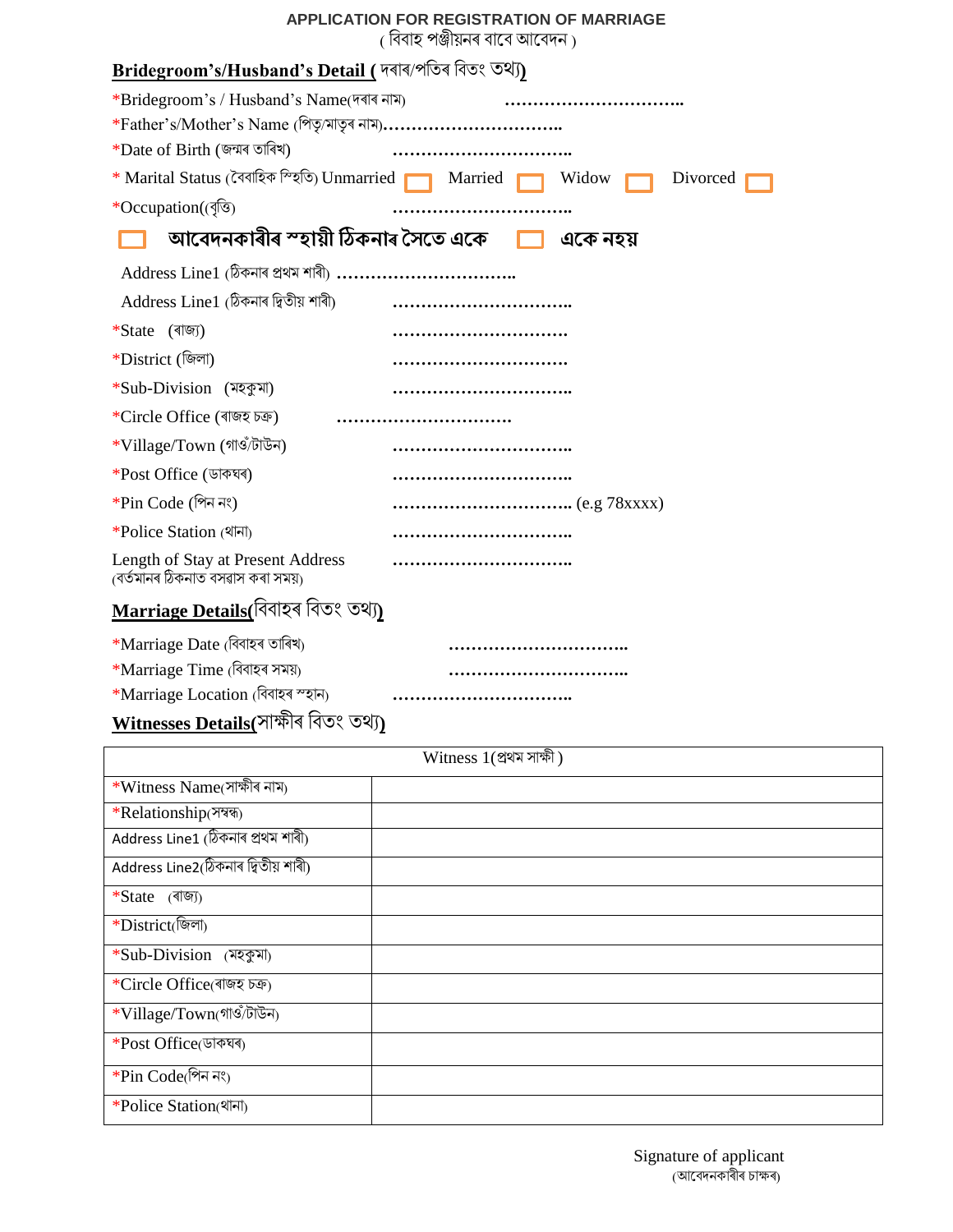**APPLICATION FOR REGISTRATION OF MARRIAGE**
( বিবাহ পঞ্জীয়নৰ বাবে আবেদন )

## Bridegroom's/Husband's Detail ( দৰাৰ/পতিৰ বিতং তথ্য)

*Bridegroom's / Husband's Name(দৰাৰ নাম) …………………………..

*Father's/Mother's Name (পিতৃ/মাতৃৰ নাম)…………………………..

*Date of Birth (জন্মৰ তাৰিখ) …………………………..

* Marital Status (বৈবাহিক স্থিতি) Unmarried ☐ Married ☐ Widow ☐ Divorced ☐

*Occupation((বৃত্তি) …………………………..

**☐ আবেদনকাৰীৰ স্থায়ী ঠিকনাৰ সৈতে একে ☐ একে নহয়**

Address Line1 (ঠিকনাৰ প্ৰথম শাৰী) …………………………..

Address Line1 (ঠিকনাৰ দ্বিতীয় শাৰী) …………………………..

*State (ৰাজ্য) …………………………..

*District (জিলা) …………………………..

*Sub-Division (মহকুমা) …………………………..

*Circle Office (ৰাজহ চক্ৰ) …………………………..

*Village/Town (গাওঁ/টাউন) …………………………..

*Post Office (ডাকঘৰ) …………………………..

*Pin Code (পিন নং) ………………………….. (e.g 78xxxx)

*Police Station (থানা) …………………………..

Length of Stay at Present Address (বৰ্তমানৰ ঠিকনাত বসবাস কৰা সময়) …………………………..

## Marriage Details(বিবাহৰ বিতং তথ্য)

*Marriage Date (বিবাহৰ তাৰিখ) …………………………..

*Marriage Time (বিবাহৰ সময়) …………………………..

*Marriage Location (বিবাহৰ স্থান) …………………………..

## Witnesses Details(সাক্ষীৰ বিতং তথ্য)

| Witness 1(প্ৰথম সাক্ষী ) | |
|---|---|
| *Witness Name(সাক্ষীৰ নাম) | |
| *Relationship(সম্বন্ধ) | |
| Address Line1 (ঠিকনাৰ প্ৰথম শাৰী) | |
| Address Line2(ঠিকনাৰ দ্বিতীয় শাৰী) | |
| *State (ৰাজ্য) | |
| *District(জিলা) | |
| *Sub-Division (মহকুমা) | |
| *Circle Office(ৰাজহ চক্ৰ) | |
| *Village/Town(গাওঁ/টাউন) | |
| *Post Office(ডাকঘৰ) | |
| *Pin Code(পিন নং) | |
| *Police Station(থানা) | |

Signature of applicant
(আবেদনকাৰীৰ চাক্ষৰ)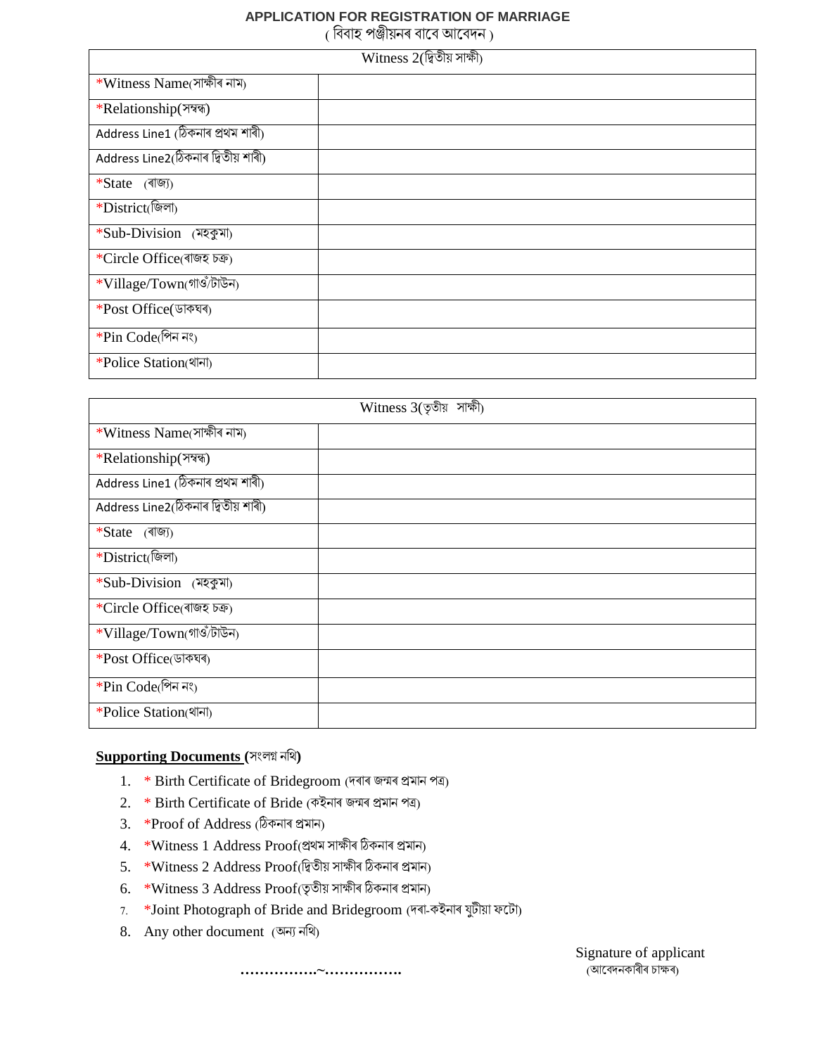**APPLICATION FOR REGISTRATION OF MARRIAGE**
( বিবাহ পঞ্জীয়নৰ বাবে আবেদন )

| Witness 2(দ্বিতীয় সাক্ষী) | |
|---|---|
| *Witness Name(সাক্ষীৰ নাম) | |
| *Relationship(সম্বন্ধ) | |
| Address Line1 (ঠিকনাৰ প্ৰথম শাৰী) | |
| Address Line2(ঠিকনাৰ দ্বিতীয় শাৰী) | |
| *State (ৰাজ্য) | |
| *District(জিলা) | |
| *Sub-Division (মহকুমা) | |
| *Circle Office(ৰাজহ চক্ৰ) | |
| *Village/Town(গাওঁ/টাউন) | |
| *Post Office(ডাকঘৰ) | |
| *Pin Code(পিন নং) | |
| *Police Station(থানা) | |

| Witness 3(তৃতীয় সাক্ষী) | |
|---|---|
| *Witness Name(সাক্ষীৰ নাম) | |
| *Relationship(সম্বন্ধ) | |
| Address Line1 (ঠিকনাৰ প্ৰথম শাৰী) | |
| Address Line2(ঠিকনাৰ দ্বিতীয় শাৰী) | |
| *State (ৰাজ্য) | |
| *District(জিলা) | |
| *Sub-Division (মহকুমা) | |
| *Circle Office(ৰাজহ চক্ৰ) | |
| *Village/Town(গাওঁ/টাউন) | |
| *Post Office(ডাকঘৰ) | |
| *Pin Code(পিন নং) | |
| *Police Station(থানা) | |

**Supporting Documents (সংলগ্ন নথি)**

1. * Birth Certificate of Bridegroom (দৰাৰ জন্মৰ প্ৰমান পত্ৰ)
2. * Birth Certificate of Bride (কইনাৰ জন্মৰ প্ৰমান পত্ৰ)
3. *Proof of Address (ঠিকনাৰ প্ৰমান)
4. *Witness 1 Address Proof(প্ৰথম সাক্ষীৰ ঠিকনাৰ প্ৰমান)
5. *Witness 2 Address Proof(দ্বিতীয় সাক্ষীৰ ঠিকনাৰ প্ৰমান)
6. *Witness 3 Address Proof(তৃতীয় সাক্ষীৰ ঠিকনাৰ প্ৰমান)
7. *Joint Photograph of Bride and Bridegroom (দৰা-কইনাৰ যুটীয়া ফটো)
8. Any other document (অন্য নথি)

Signature of applicant
(আবেদনকাৰীৰ চাক্ষৰ)

…………….~…………….